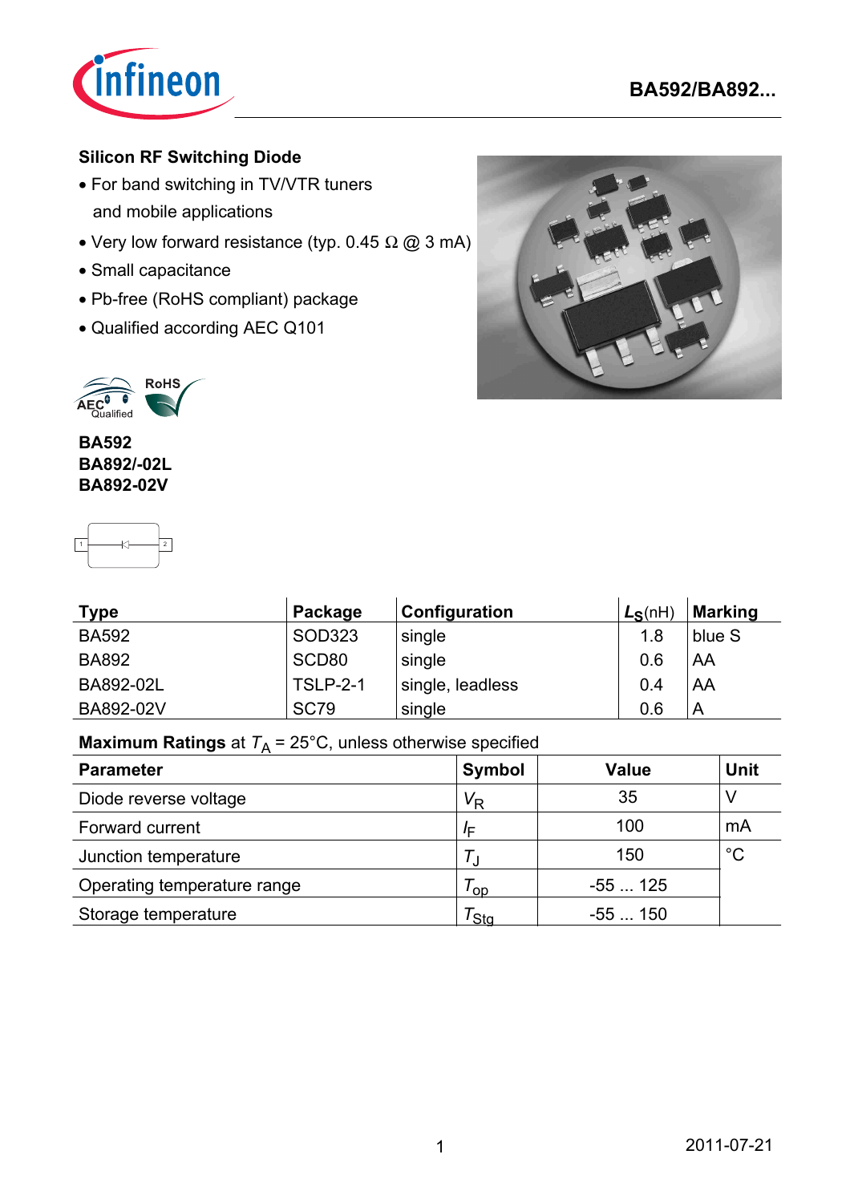# BA592/BA892...

## Silicon RF Switching Diode

- For band switching in TV/VTR tuners and mobile applications
- Very low forward resistance (typ. 0.45 Ω @ 3 mA)
- Small capacitance
- Pb-free (RoHS compliant) package
- Qualified according AEC Q101

**BA592**
**BA892/-02L**
**BA892-02V**

| Type | Package | Configuration | $L_S$(nH) | Marking |
|---|---|---|---|---|
| BA592 | SOD323 | single | 1.8 | blue S |
| BA892 | SCD80 | single | 0.6 | AA |
| BA892-02L | TSLP-2-1 | single, leadless | 0.4 | AA |
| BA892-02V | SC79 | single | 0.6 | A |

**Maximum Ratings** at $T_A$ = 25°C, unless otherwise specified

| Parameter | Symbol | Value | Unit |
|---|---|---|---|
| Diode reverse voltage | $V_R$ | 35 | V |
| Forward current | $I_F$ | 100 | mA |
| Junction temperature | $T_J$ | 150 | °C |
| Operating temperature range | $T_{op}$ | -55 ... 125 | |
| Storage temperature | $T_{Stg}$ | -55 ... 150 | |

2011-07-21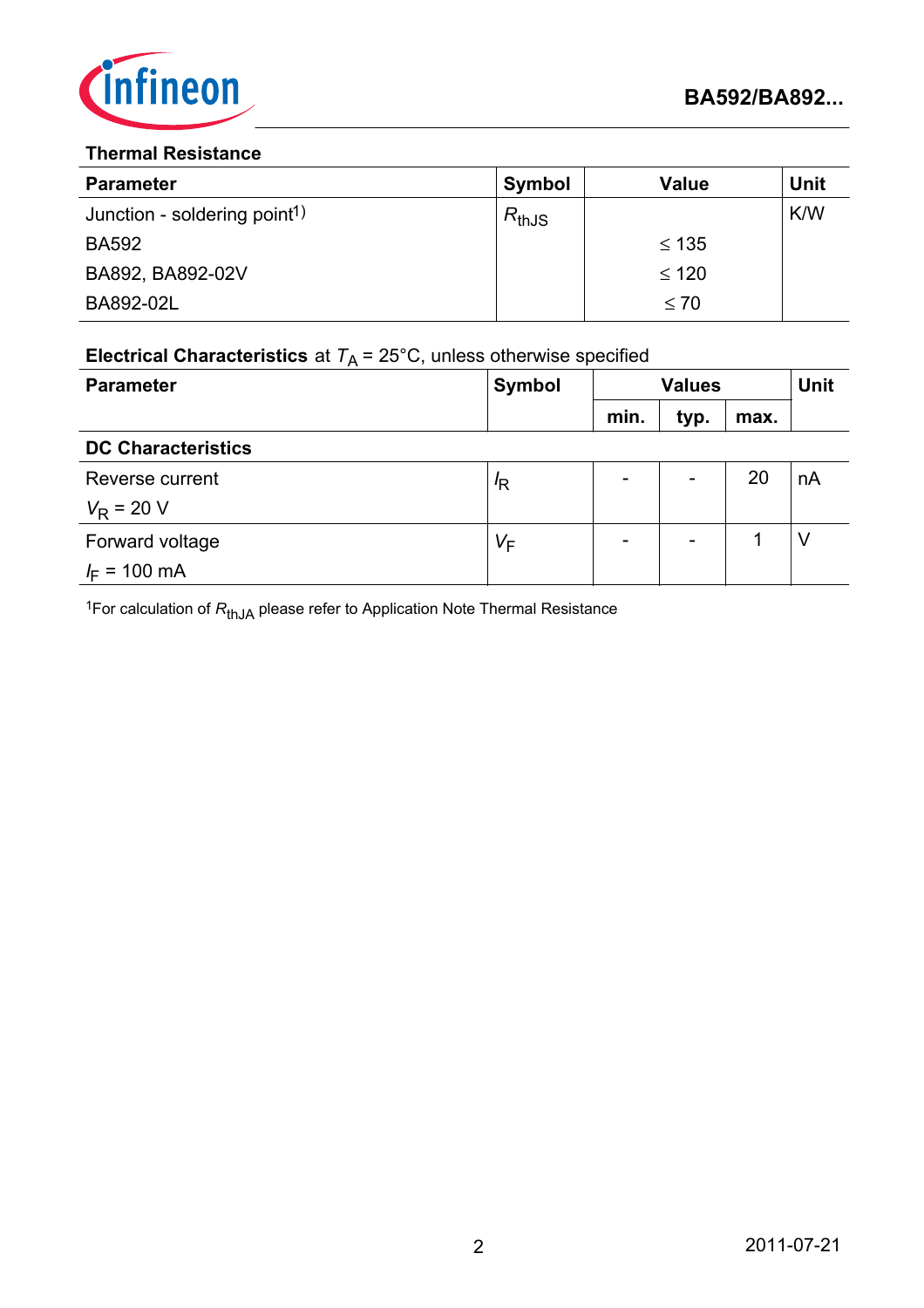## Thermal Resistance

| Parameter | Symbol | Value | Unit |
|---|---|---|---|
| Junction - soldering point[1] | $R_{thJS}$ | | K/W |
| BA592 | | ≤ 135 | |
| BA892, BA892-02V | | ≤ 120 | |
| BA892-02L | | ≤ 70 | |

## Electrical Characteristics at $T_A$ = 25°C, unless otherwise specified

| Parameter | Symbol | Values | | | Unit |
|---|---|---|---|---|---|
| | | min. | typ. | max. | |
| **DC Characteristics** | | | | | |
| Reverse current<br>$V_R$ = 20 V | $I_R$ | - | - | 20 | nA |
| Forward voltage<br>$I_F$ = 100 mA | $V_F$ | - | - | 1 | V |

[1]For calculation of $R_{thJA}$ please refer to Application Note Thermal Resistance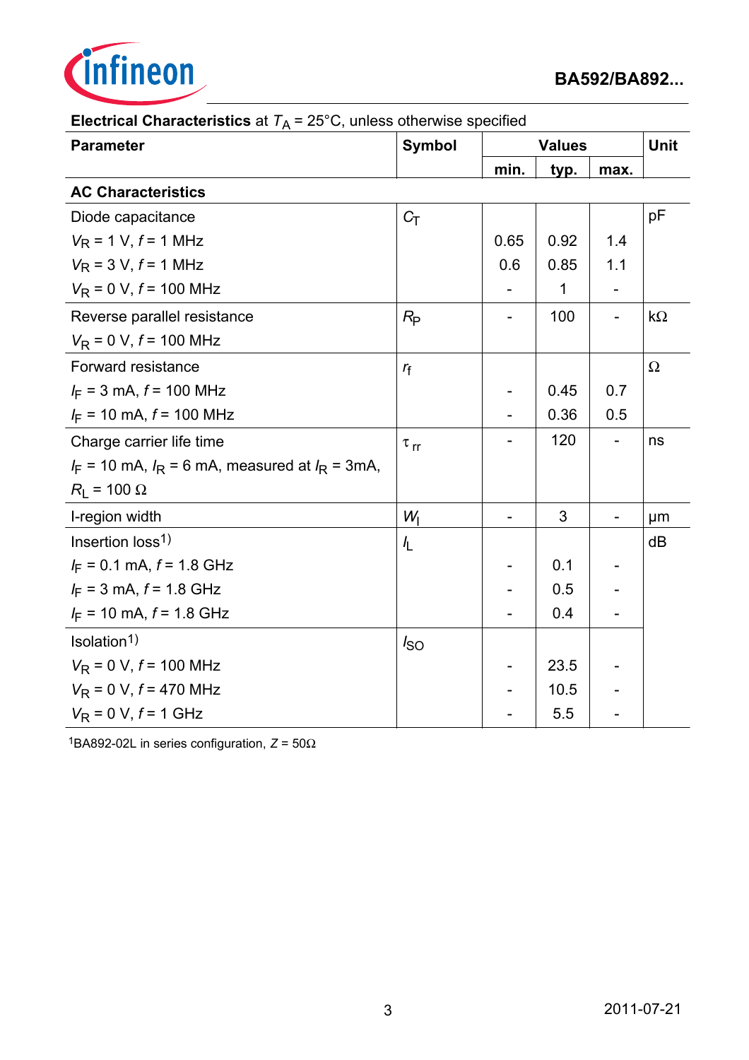**Electrical Characteristics** at $T_A$ = 25°C, unless otherwise specified

| Parameter | Symbol | Values | | | Unit |
|---|---|---|---|---|---|
| | | min. | typ. | max. | |
| **AC Characteristics** | | | | | |
| Diode capacitance | $C_T$ | | | | pF |
| $V_R$ = 1 V, $f$ = 1 MHz | | 0.65 | 0.92 | 1.4 | |
| $V_R$ = 3 V, $f$ = 1 MHz | | 0.6 | 0.85 | 1.1 | |
| $V_R$ = 0 V, $f$ = 100 MHz | | - | 1 | - | |
| Reverse parallel resistance<br>$V_R$ = 0 V, $f$ = 100 MHz | $R_P$ | - | 100 | - | kΩ |
| Forward resistance | $r_f$ | | | | Ω |
| $I_F$ = 3 mA, $f$ = 100 MHz | | - | 0.45 | 0.7 | |
| $I_F$ = 10 mA, $f$ = 100 MHz | | - | 0.36 | 0.5 | |
| Charge carrier life time<br>$I_F$ = 10 mA, $I_R$ = 6 mA, measured at $I_R$ = 3mA, $R_L$ = 100 Ω | $\tau_{rr}$ | - | 120 | - | ns |
| I-region width | $W_I$ | - | 3 | - | µm |
| Insertion loss[1] | $I_L$ | | | | dB |
| $I_F$ = 0.1 mA, $f$ = 1.8 GHz | | - | 0.1 | - | |
| $I_F$ = 3 mA, $f$ = 1.8 GHz | | - | 0.5 | - | |
| $I_F$ = 10 mA, $f$ = 1.8 GHz | | - | 0.4 | - | |
| Isolation[1] | $I_{SO}$ | | | | |
| $V_R$ = 0 V, $f$ = 100 MHz | | - | 23.5 | - | |
| $V_R$ = 0 V, $f$ = 470 MHz | | - | 10.5 | - | |
| $V_R$ = 0 V, $f$ = 1 GHz | | - | 5.5 | - | |

[1]BA892-02L in series configuration, $Z$ = 50Ω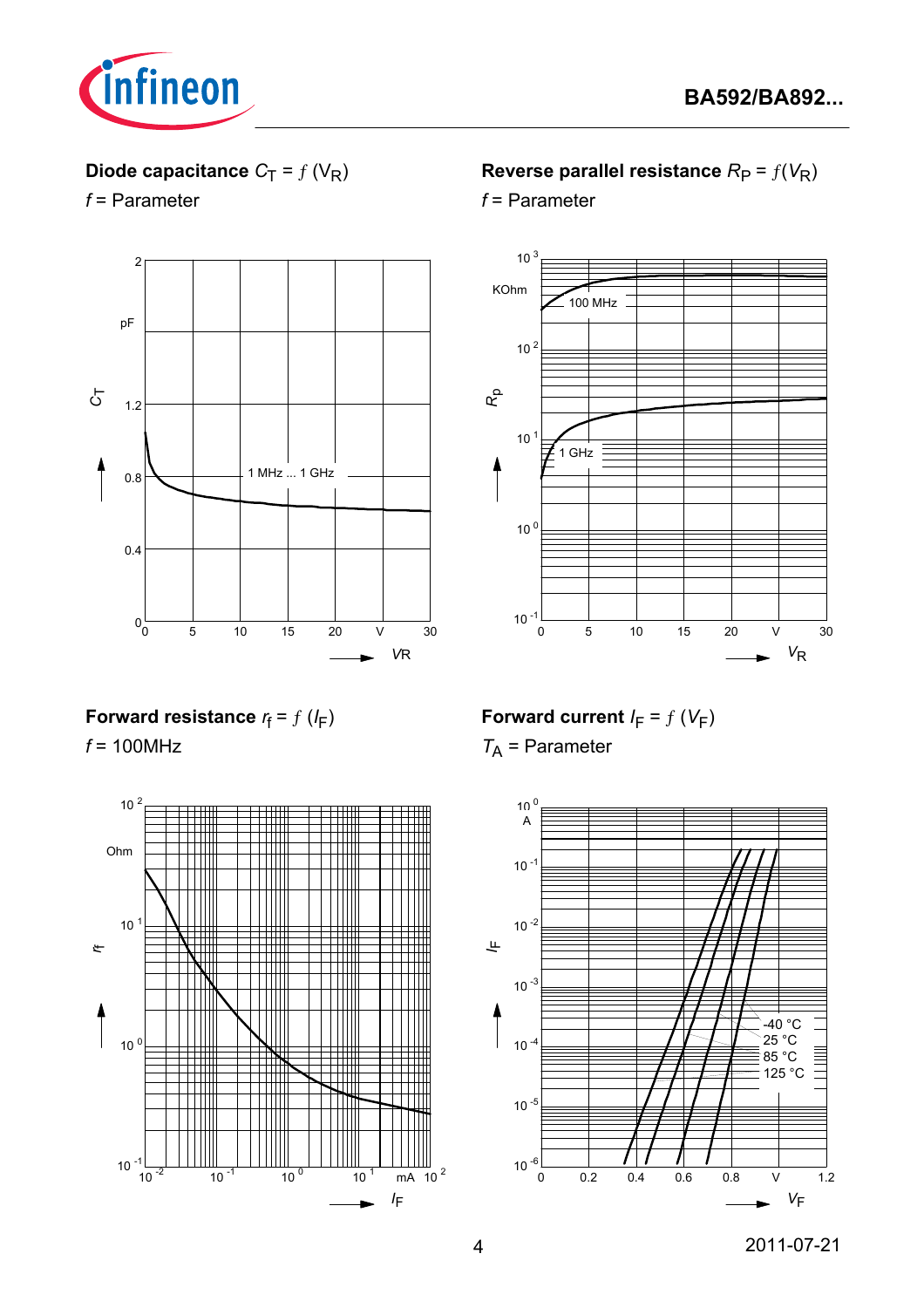**Diode capacitance** $C_T = f\,(V_R)$

$f$ = Parameter

**Reverse parallel resistance** $R_P = f(V_R)$

$f$ = Parameter

**Forward resistance** $r_f = f\,(I_F)$

$f$ = 100MHz

**Forward current** $I_F = f\,(V_F)$

$T_A$ = Parameter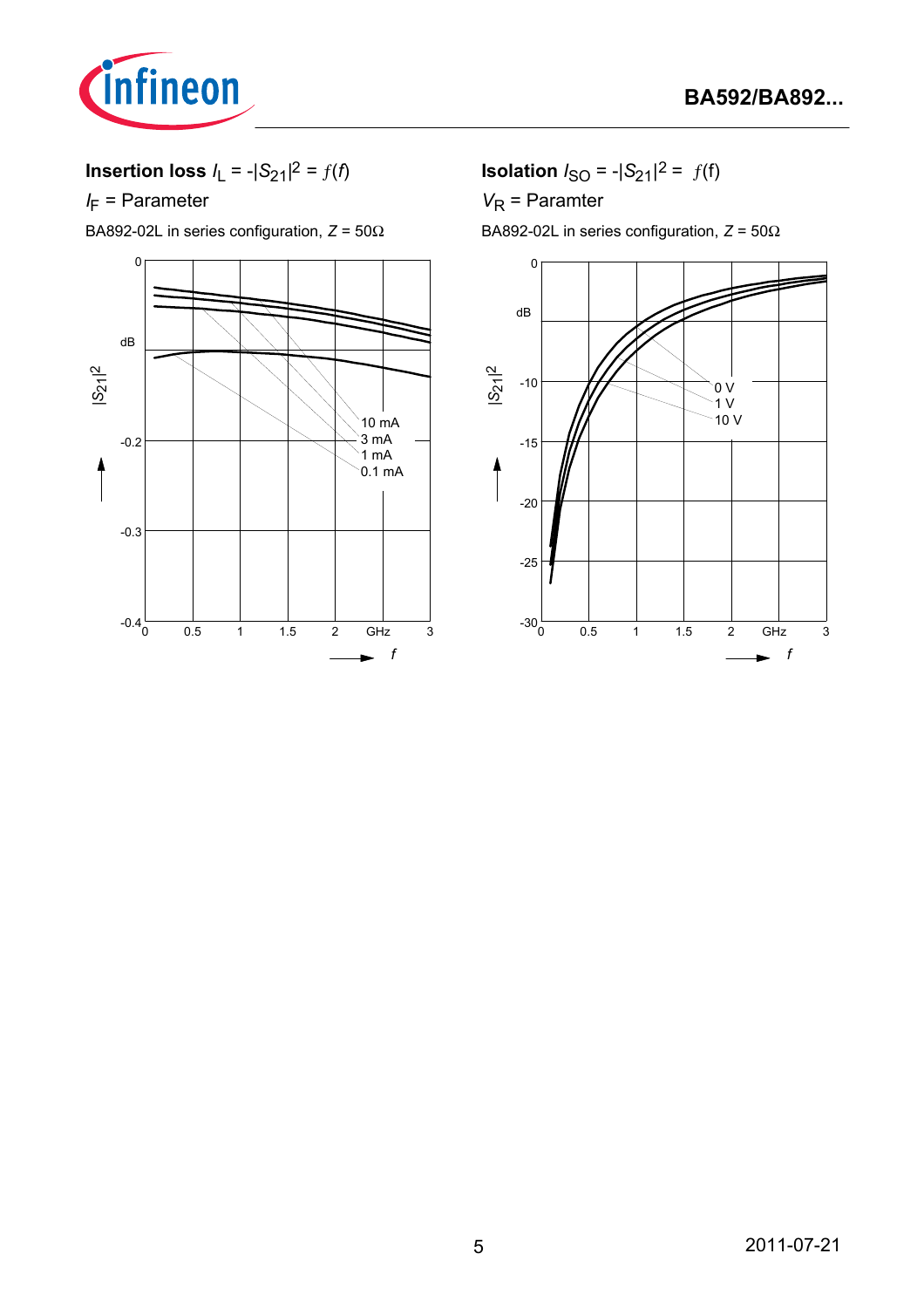**Insertion loss** $I_L = -|S_{21}|^2 = f(f)$

$I_F$ = Parameter

BA892-02L in series configuration, $Z = 50\Omega$

**Isolation** $I_{SO} = -|S_{21}|^2 = f(f)$

$V_R$ = Paramter

BA892-02L in series configuration, $Z = 50\Omega$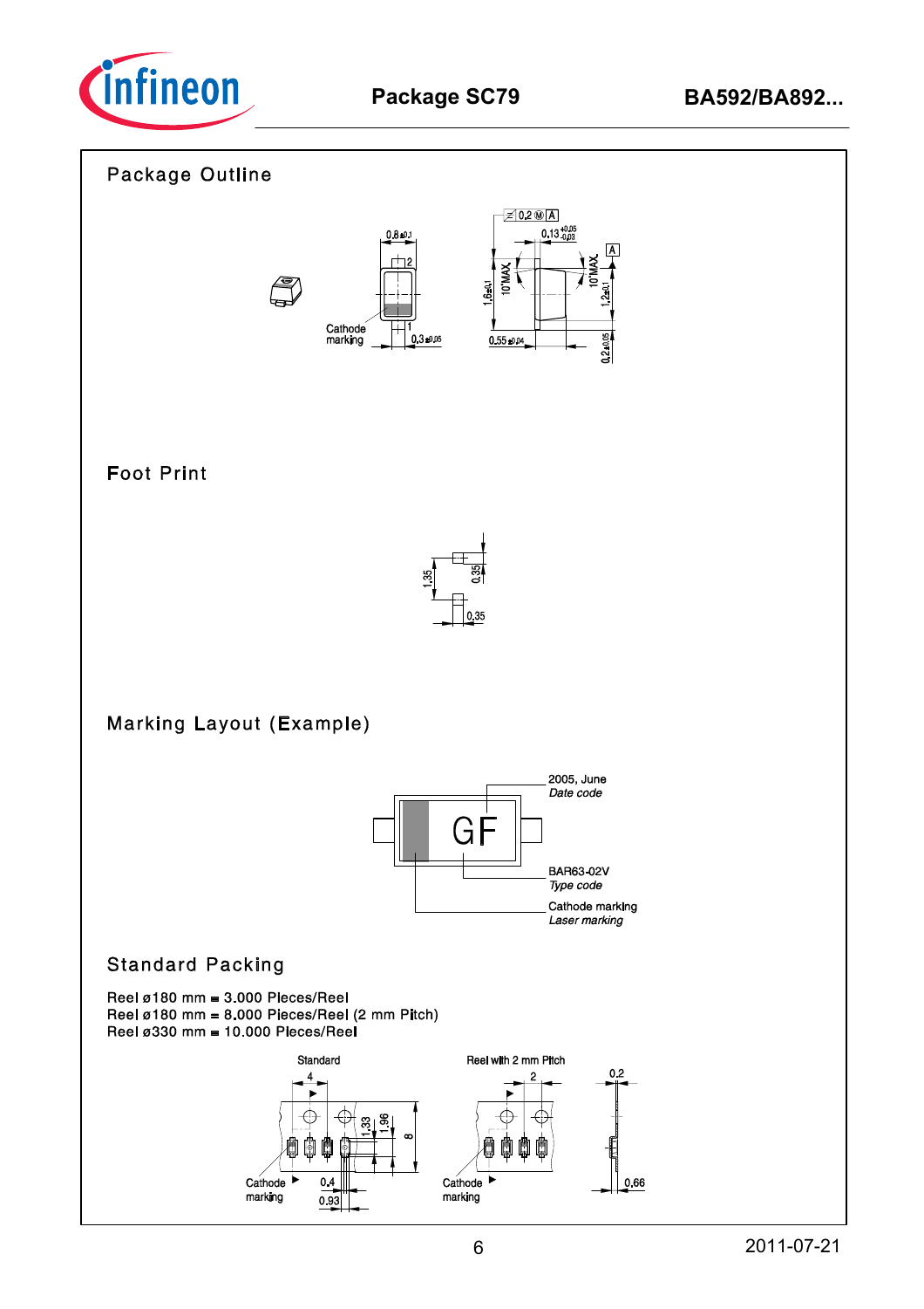## Package Outline

## Foot Print

## Marking Layout (Example)

## Standard Packing

Reel ø180 mm = 3.000 Pieces/Reel
Reel ø180 mm = 8.000 Pieces/Reel (2 mm Pitch)
Reel ø330 mm = 10.000 Pieces/Reel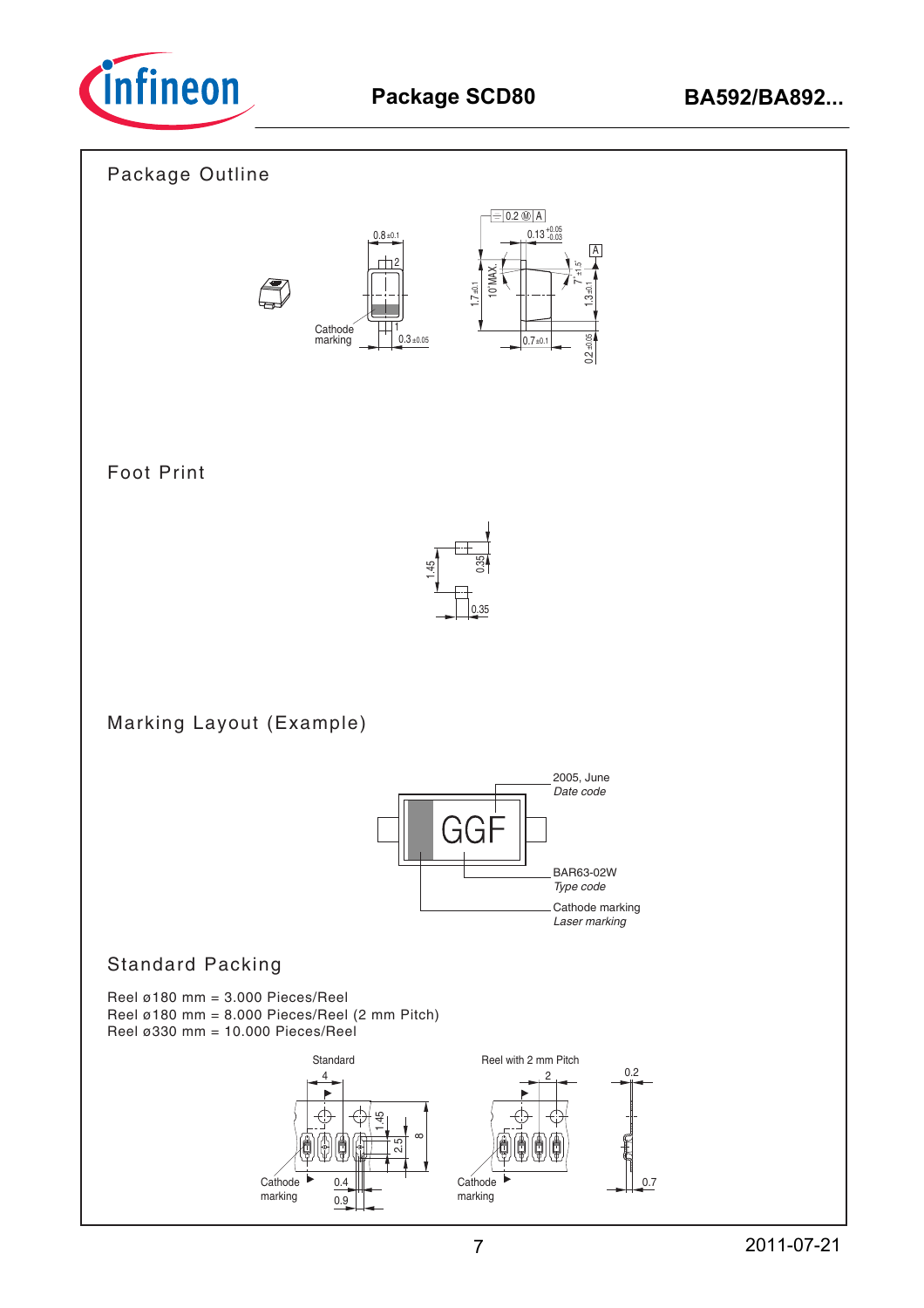## Package Outline

Cathode marking

0.8 ±0.1

0.3 ±0.05

0.2 Ⓜ A

0.13 +0.05 −0.03

1.7 ±0.1

10˚MAX.

7˚ ±1.5˚

1.3 ±0.1

0.7 ±0.1

0.2 ±0.05

## Foot Print

1.45

0.35

0.35

## Marking Layout (Example)

GGF

2005, June
*Date code*

BAR63-02W
*Type code*

Cathode marking
*Laser marking*

## Standard Packing

Reel ø180 mm = 3.000 Pieces/Reel
Reel ø180 mm = 8.000 Pieces/Reel (2 mm Pitch)
Reel ø330 mm = 10.000 Pieces/Reel

Standard

4

1.45

2.5

8

Cathode marking

0.4

0.9

Reel with 2 mm Pitch

2

Cathode marking

0.2

0.7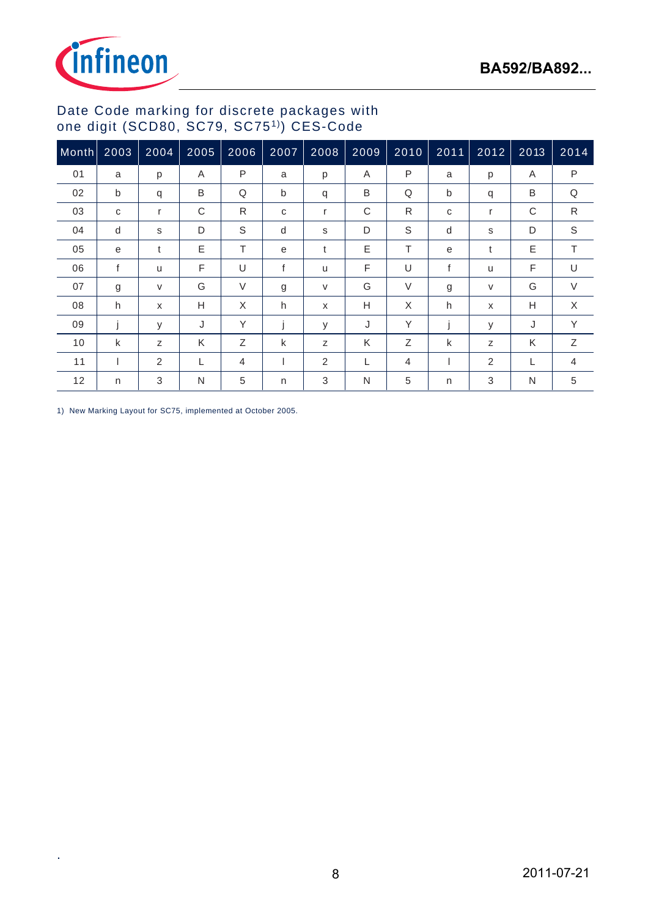## Date Code marking for discrete packages with one digit (SCD80, SC79, SC75[1)]) CES-Code

| Month | 2003 | 2004 | 2005 | 2006 | 2007 | 2008 | 2009 | 2010 | 2011 | 2012 | 2013 | 2014 |
|---|---|---|---|---|---|---|---|---|---|---|---|---|
| 01 | a | p | A | P | a | p | A | P | a | p | A | P |
| 02 | b | q | B | Q | b | q | B | Q | b | q | B | Q |
| 03 | c | r | C | R | c | r | C | R | c | r | C | R |
| 04 | d | s | D | S | d | s | D | S | d | s | D | S |
| 05 | e | t | E | T | e | t | E | T | e | t | E | T |
| 06 | f | u | F | U | f | u | F | U | f | u | F | U |
| 07 | g | v | G | V | g | v | G | V | g | v | G | V |
| 08 | h | x | H | X | h | x | H | X | h | x | H | X |
| 09 | j | y | J | Y | j | y | J | Y | j | y | J | Y |
| 10 | k | z | K | Z | k | z | K | Z | k | z | K | Z |
| 11 | l | 2 | L | 4 | l | 2 | L | 4 | l | 2 | L | 4 |
| 12 | n | 3 | N | 5 | n | 3 | N | 5 | n | 3 | N | 5 |

1) New Marking Layout for SC75, implemented at October 2005.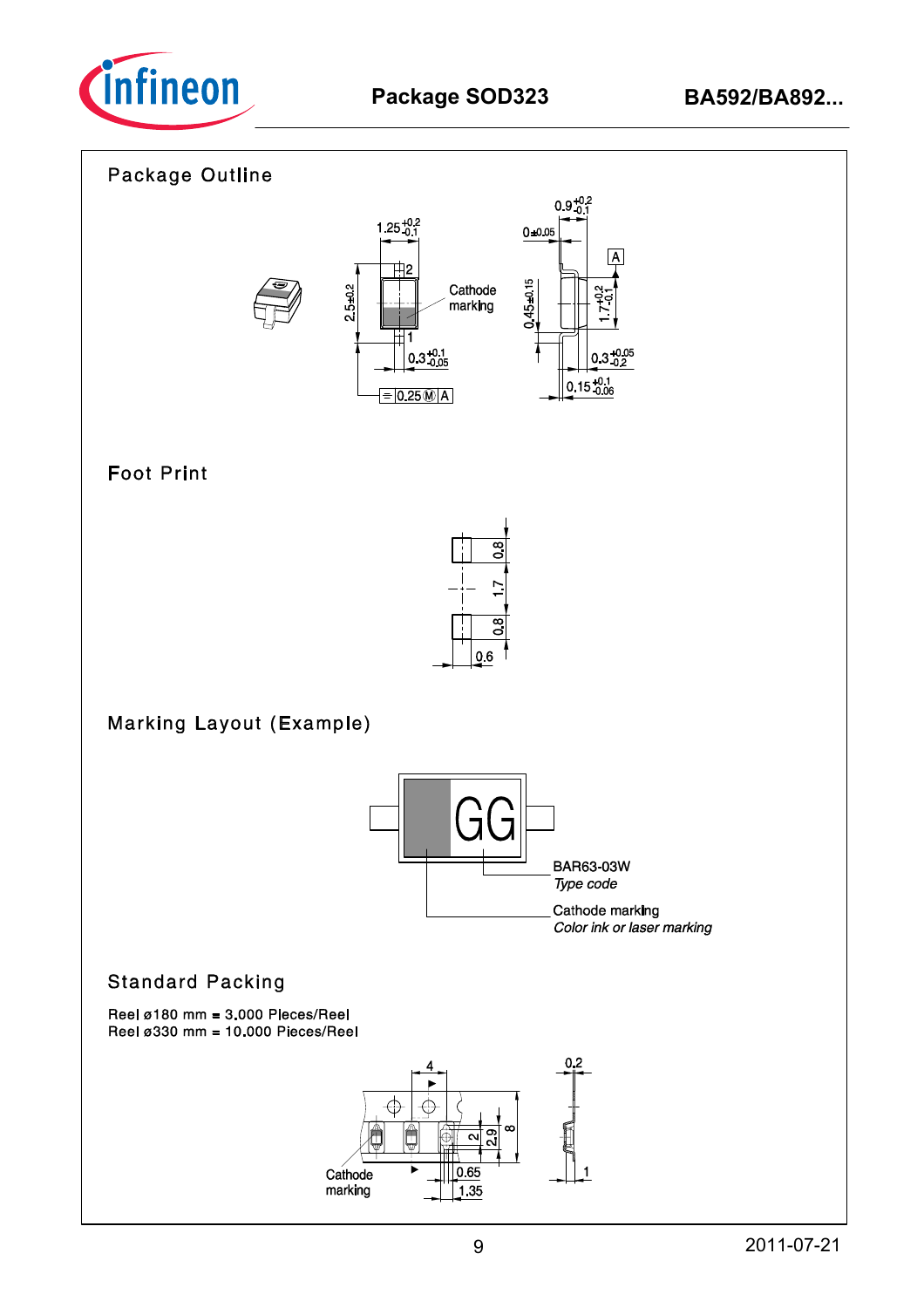## Package Outline

## Foot Print

## Marking Layout (Example)

## Standard Packing

Reel ø180 mm = 3.000 Pieces/Reel
Reel ø330 mm = 10.000 Pieces/Reel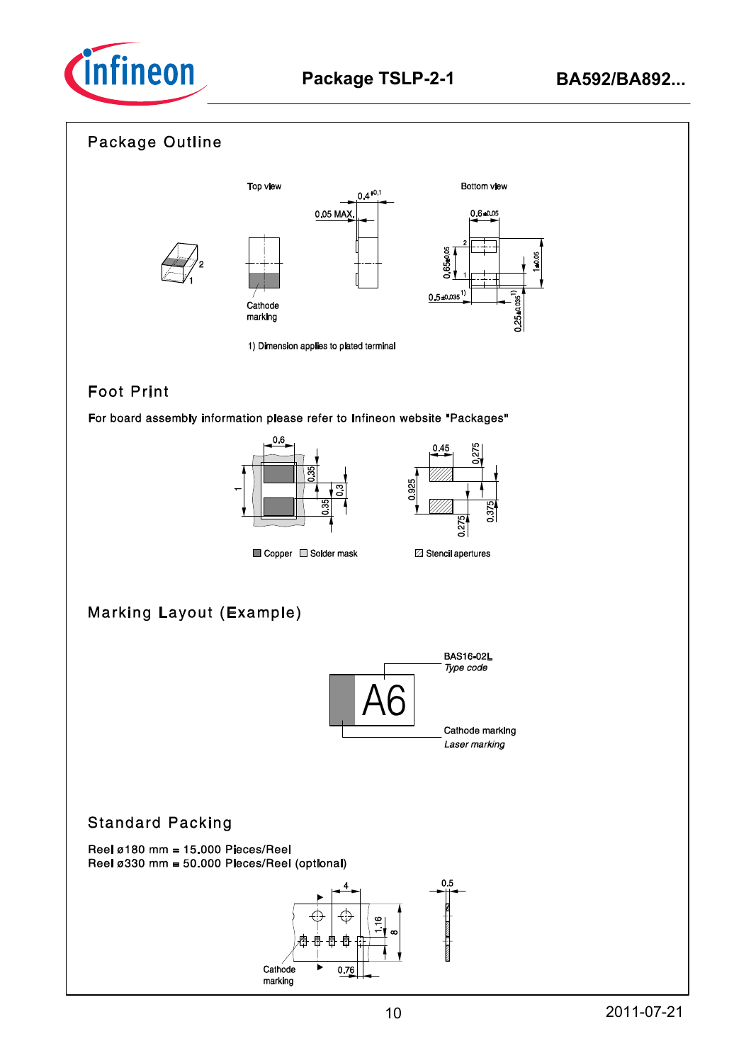## Package Outline

Top view

Bottom view

Cathode marking

1) Dimension applies to plated terminal

## Foot Print

For board assembly information please refer to Infineon website "Packages"

Copper  Solder mask

Stencil apertures

## Marking Layout (Example)

BAS16-02L
*Type code*

Cathode marking
*Laser marking*

## Standard Packing

Reel ø180 mm = 15.000 Pieces/Reel
Reel ø330 mm = 50.000 Pieces/Reel (optional)

Cathode marking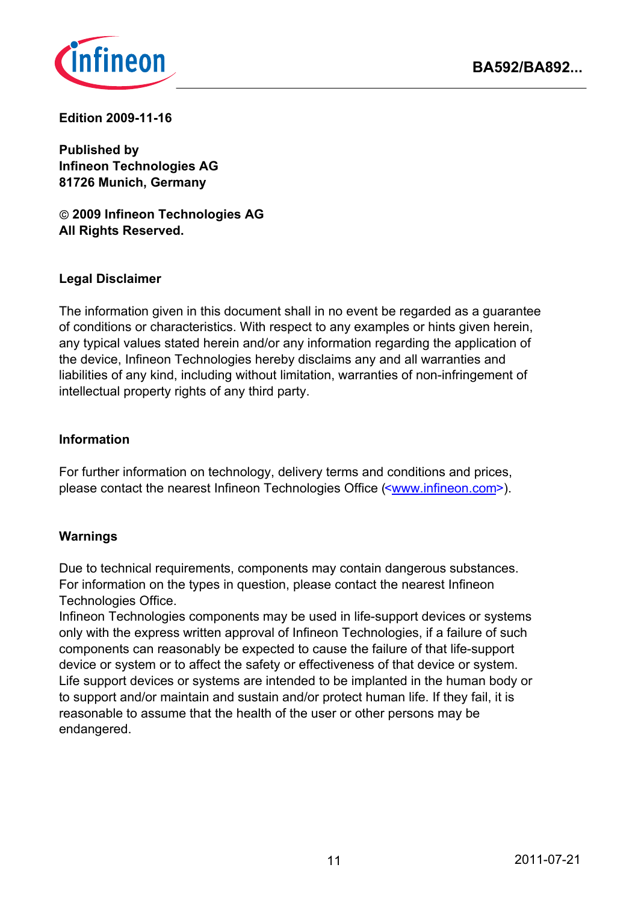**Edition 2009-11-16**

**Published by**
**Infineon Technologies AG**
**81726 Munich, Germany**

**© 2009 Infineon Technologies AG**
**All Rights Reserved.**

**Legal Disclaimer**

The information given in this document shall in no event be regarded as a guarantee of conditions or characteristics. With respect to any examples or hints given herein, any typical values stated herein and/or any information regarding the application of the device, Infineon Technologies hereby disclaims any and all warranties and liabilities of any kind, including without limitation, warranties of non-infringement of intellectual property rights of any third party.

**Information**

For further information on technology, delivery terms and conditions and prices, please contact the nearest Infineon Technologies Office (<www.infineon.com>).

**Warnings**

Due to technical requirements, components may contain dangerous substances. For information on the types in question, please contact the nearest Infineon Technologies Office.
Infineon Technologies components may be used in life-support devices or systems only with the express written approval of Infineon Technologies, if a failure of such components can reasonably be expected to cause the failure of that life-support device or system or to affect the safety or effectiveness of that device or system. Life support devices or systems are intended to be implanted in the human body or to support and/or maintain and sustain and/or protect human life. If they fail, it is reasonable to assume that the health of the user or other persons may be endangered.